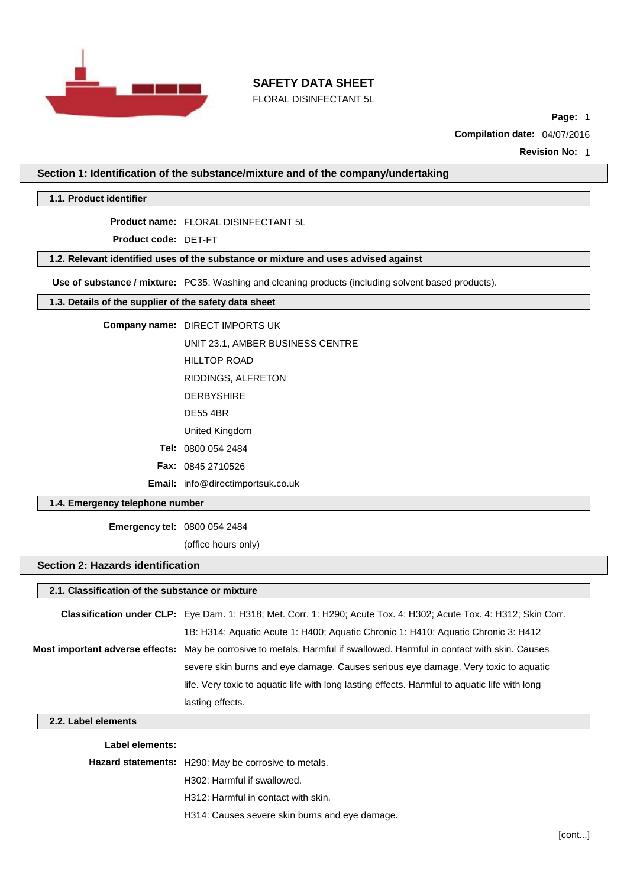# SAFETY DATA SHEET

FLORAL DISINFECTANT 5L

**Compilation date:** 04/07/2016

**Revision No:** 1

## Section 1: Identification of the substance/mixture and of the company/undertaking

### 1.1. Product identifier

**Product name:** FLORAL DISINFECTANT 5L

**Product code:** DET-FT

### 1.2. Relevant identified uses of the substance or mixture and uses advised against

**Use of substance / mixture:** PC35: Washing and cleaning products (including solvent based products).

### 1.3. Details of the supplier of the safety data sheet

**Company name:** DIRECT IMPORTS UK
UNIT 23.1, AMBER BUSINESS CENTRE
HILLTOP ROAD
RIDDINGS, ALFRETON
DERBYSHIRE
DE55 4BR
United Kingdom

**Tel:** 0800 054 2484

**Fax:** 0845 2710526

**Email:** info@directimportsuk.co.uk

### 1.4. Emergency telephone number

**Emergency tel:** 0800 054 2484
(office hours only)

## Section 2: Hazards identification

### 2.1. Classification of the substance or mixture

**Classification under CLP:** Eye Dam. 1: H318; Met. Corr. 1: H290; Acute Tox. 4: H302; Acute Tox. 4: H312; Skin Corr. 1B: H314; Aquatic Acute 1: H400; Aquatic Chronic 1: H410; Aquatic Chronic 3: H412

**Most important adverse effects:** May be corrosive to metals. Harmful if swallowed. Harmful in contact with skin. Causes severe skin burns and eye damage. Causes serious eye damage. Very toxic to aquatic life. Very toxic to aquatic life with long lasting effects. Harmful to aquatic life with long lasting effects.

### 2.2. Label elements

**Label elements:**

**Hazard statements:**
H290: May be corrosive to metals.
H302: Harmful if swallowed.
H312: Harmful in contact with skin.
H314: Causes severe skin burns and eye damage.

[cont...]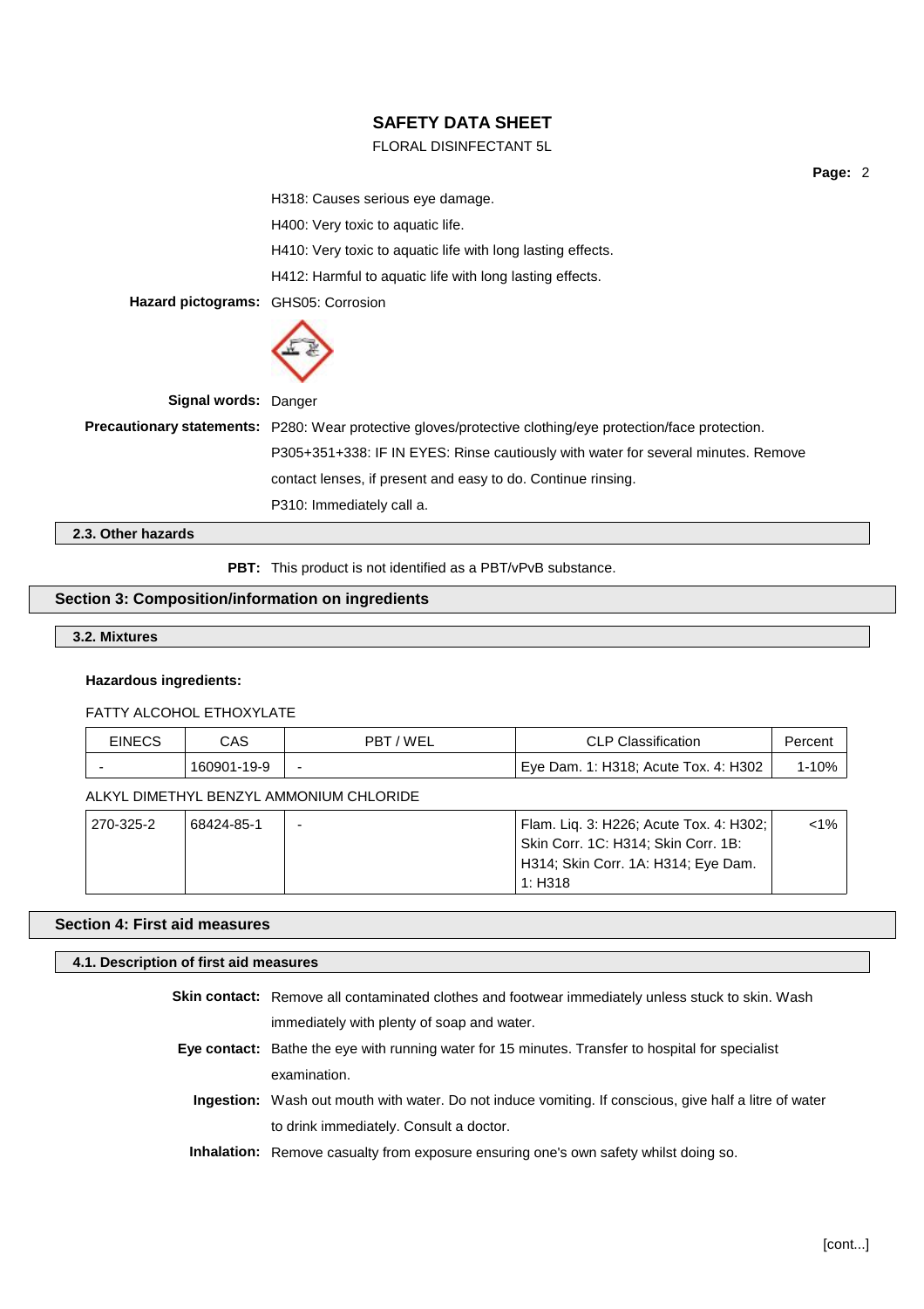H318: Causes serious eye damage.

H400: Very toxic to aquatic life.

H410: Very toxic to aquatic life with long lasting effects.

H412: Harmful to aquatic life with long lasting effects.

**Hazard pictograms:** GHS05: Corrosion

**Signal words:** Danger

**Precautionary statements:** P280: Wear protective gloves/protective clothing/eye protection/face protection.

P305+351+338: IF IN EYES: Rinse cautiously with water for several minutes. Remove contact lenses, if present and easy to do. Continue rinsing.

P310: Immediately call a.

### 2.3. Other hazards

**PBT:** This product is not identified as a PBT/vPvB substance.

## Section 3: Composition/information on ingredients

### 3.2. Mixtures

**Hazardous ingredients:**

FATTY ALCOHOL ETHOXYLATE

| EINECS | CAS | PBT / WEL | CLP Classification | Percent |
|---|---|---|---|---|
| - | 160901-19-9 | - | Eye Dam. 1: H318; Acute Tox. 4: H302 | 1-10% |

ALKYL DIMETHYL BENZYL AMMONIUM CHLORIDE

| EINECS | CAS | PBT / WEL | CLP Classification | Percent |
|---|---|---|---|---|
| 270-325-2 | 68424-85-1 | - | Flam. Liq. 3: H226; Acute Tox. 4: H302; Skin Corr. 1C: H314; Skin Corr. 1B: H314; Skin Corr. 1A: H314; Eye Dam. 1: H318 | <1% |

## Section 4: First aid measures

### 4.1. Description of first aid measures

**Skin contact:** Remove all contaminated clothes and footwear immediately unless stuck to skin. Wash immediately with plenty of soap and water.

**Eye contact:** Bathe the eye with running water for 15 minutes. Transfer to hospital for specialist examination.

**Ingestion:** Wash out mouth with water. Do not induce vomiting. If conscious, give half a litre of water to drink immediately. Consult a doctor.

**Inhalation:** Remove casualty from exposure ensuring one's own safety whilst doing so.

[cont...]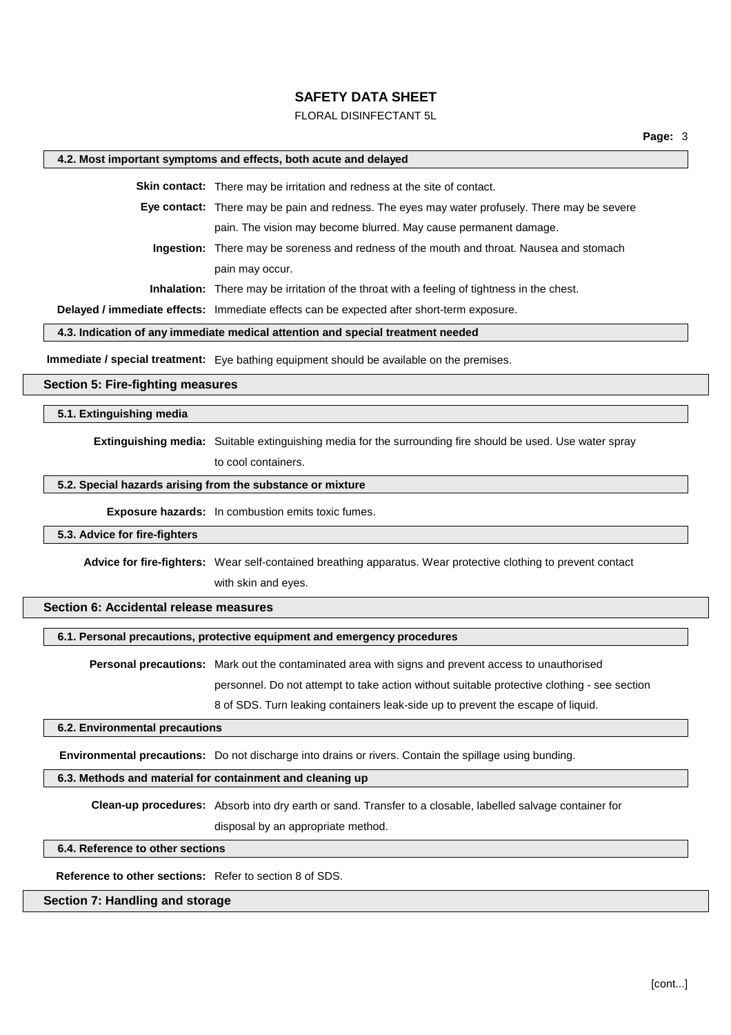#### 4.2. Most important symptoms and effects, both acute and delayed

**Skin contact:** There may be irritation and redness at the site of contact.

**Eye contact:** There may be pain and redness. The eyes may water profusely. There may be severe pain. The vision may become blurred. May cause permanent damage.

**Ingestion:** There may be soreness and redness of the mouth and throat. Nausea and stomach pain may occur.

**Inhalation:** There may be irritation of the throat with a feeling of tightness in the chest.

**Delayed / immediate effects:** Immediate effects can be expected after short-term exposure.

#### 4.3. Indication of any immediate medical attention and special treatment needed

**Immediate / special treatment:** Eye bathing equipment should be available on the premises.

## Section 5: Fire-fighting measures

#### 5.1. Extinguishing media

**Extinguishing media:** Suitable extinguishing media for the surrounding fire should be used. Use water spray to cool containers.

#### 5.2. Special hazards arising from the substance or mixture

**Exposure hazards:** In combustion emits toxic fumes.

#### 5.3. Advice for fire-fighters

**Advice for fire-fighters:** Wear self-contained breathing apparatus. Wear protective clothing to prevent contact with skin and eyes.

## Section 6: Accidental release measures

#### 6.1. Personal precautions, protective equipment and emergency procedures

**Personal precautions:** Mark out the contaminated area with signs and prevent access to unauthorised personnel. Do not attempt to take action without suitable protective clothing - see section 8 of SDS. Turn leaking containers leak-side up to prevent the escape of liquid.

#### 6.2. Environmental precautions

**Environmental precautions:** Do not discharge into drains or rivers. Contain the spillage using bunding.

#### 6.3. Methods and material for containment and cleaning up

**Clean-up procedures:** Absorb into dry earth or sand. Transfer to a closable, labelled salvage container for disposal by an appropriate method.

#### 6.4. Reference to other sections

**Reference to other sections:** Refer to section 8 of SDS.

## Section 7: Handling and storage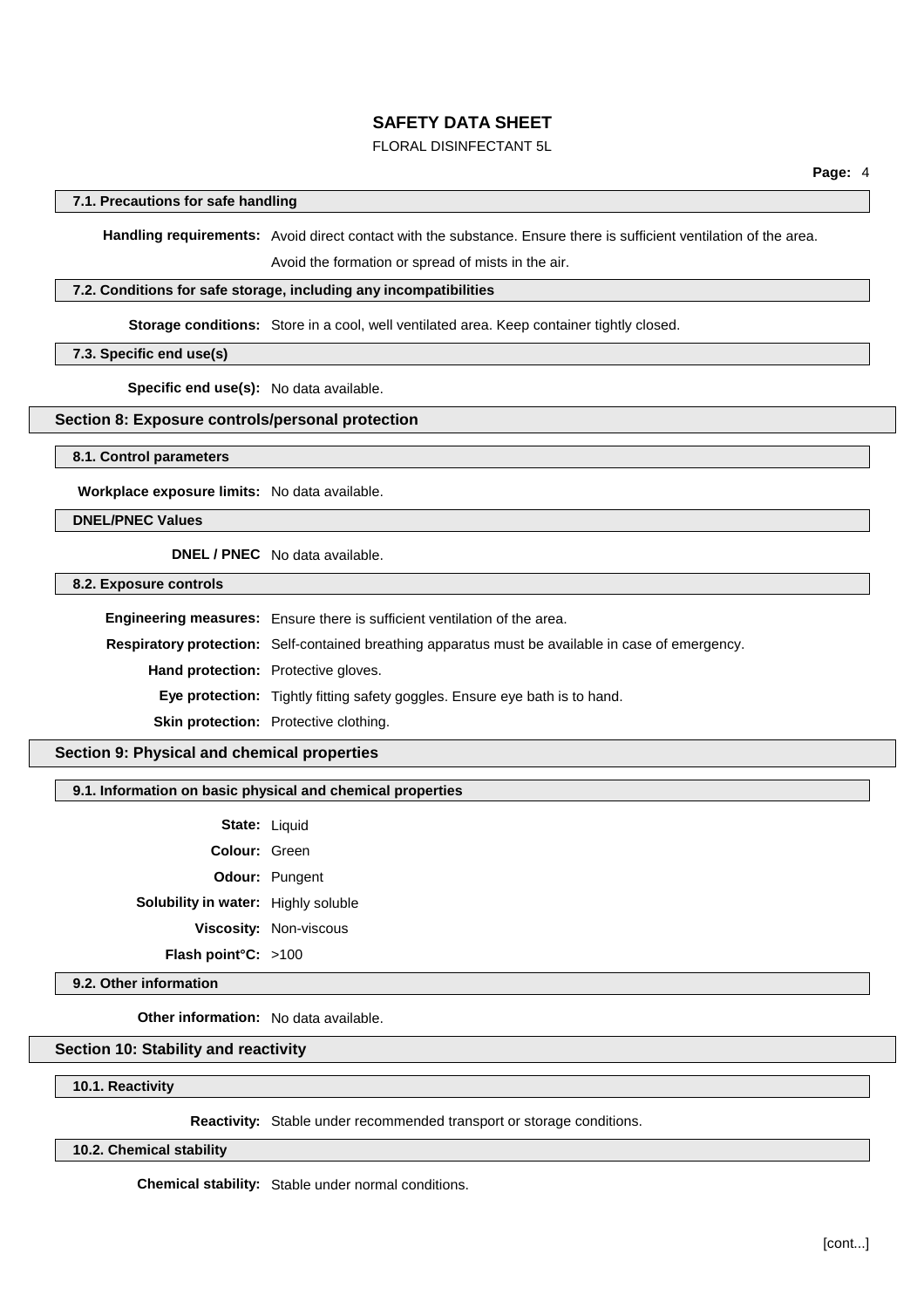### 7.1. Precautions for safe handling

**Handling requirements:** Avoid direct contact with the substance. Ensure there is sufficient ventilation of the area.

Avoid the formation or spread of mists in the air.

### 7.2. Conditions for safe storage, including any incompatibilities

**Storage conditions:** Store in a cool, well ventilated area. Keep container tightly closed.

### 7.3. Specific end use(s)

**Specific end use(s):** No data available.

## Section 8: Exposure controls/personal protection

### 8.1. Control parameters

**Workplace exposure limits:** No data available.

### DNEL/PNEC Values

**DNEL / PNEC** No data available.

### 8.2. Exposure controls

**Engineering measures:** Ensure there is sufficient ventilation of the area.

**Respiratory protection:** Self-contained breathing apparatus must be available in case of emergency.

**Hand protection:** Protective gloves.

**Eye protection:** Tightly fitting safety goggles. Ensure eye bath is to hand.

**Skin protection:** Protective clothing.

## Section 9: Physical and chemical properties

### 9.1. Information on basic physical and chemical properties

**State:** Liquid

**Colour:** Green

**Odour:** Pungent

**Solubility in water:** Highly soluble

**Viscosity:** Non-viscous

**Flash point°C:** >100

### 9.2. Other information

**Other information:** No data available.

## Section 10: Stability and reactivity

### 10.1. Reactivity

**Reactivity:** Stable under recommended transport or storage conditions.

### 10.2. Chemical stability

**Chemical stability:** Stable under normal conditions.

[cont...]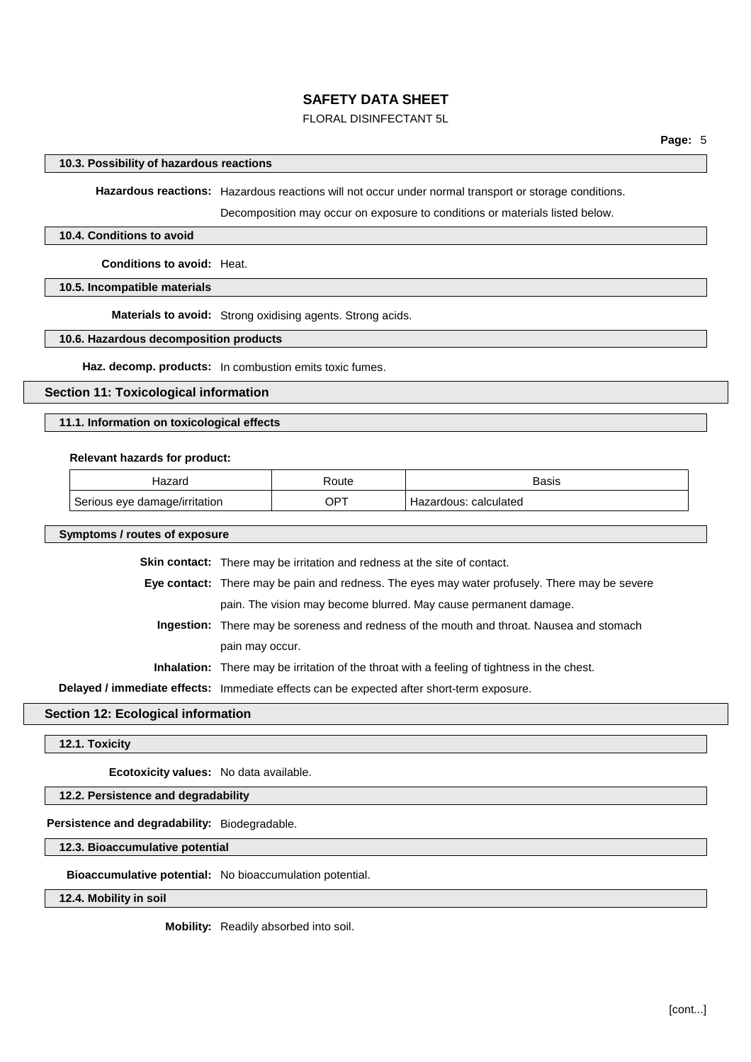### 10.3. Possibility of hazardous reactions

**Hazardous reactions:** Hazardous reactions will not occur under normal transport or storage conditions.

Decomposition may occur on exposure to conditions or materials listed below.

### 10.4. Conditions to avoid

**Conditions to avoid:** Heat.

### 10.5. Incompatible materials

**Materials to avoid:** Strong oxidising agents. Strong acids.

### 10.6. Hazardous decomposition products

**Haz. decomp. products:** In combustion emits toxic fumes.

## Section 11: Toxicological information

### 11.1. Information on toxicological effects

**Relevant hazards for product:**

| Hazard | Route | Basis |
|---|---|---|
| Serious eye damage/irritation | OPT | Hazardous: calculated |

### Symptoms / routes of exposure

**Skin contact:** There may be irritation and redness at the site of contact.

**Eye contact:** There may be pain and redness. The eyes may water profusely. There may be severe pain. The vision may become blurred. May cause permanent damage.

**Ingestion:** There may be soreness and redness of the mouth and throat. Nausea and stomach pain may occur.

**Inhalation:** There may be irritation of the throat with a feeling of tightness in the chest.

**Delayed / immediate effects:** Immediate effects can be expected after short-term exposure.

## Section 12: Ecological information

### 12.1. Toxicity

**Ecotoxicity values:** No data available.

### 12.2. Persistence and degradability

**Persistence and degradability:** Biodegradable.

### 12.3. Bioaccumulative potential

**Bioaccumulative potential:** No bioaccumulation potential.

### 12.4. Mobility in soil

**Mobility:** Readily absorbed into soil.

[cont...]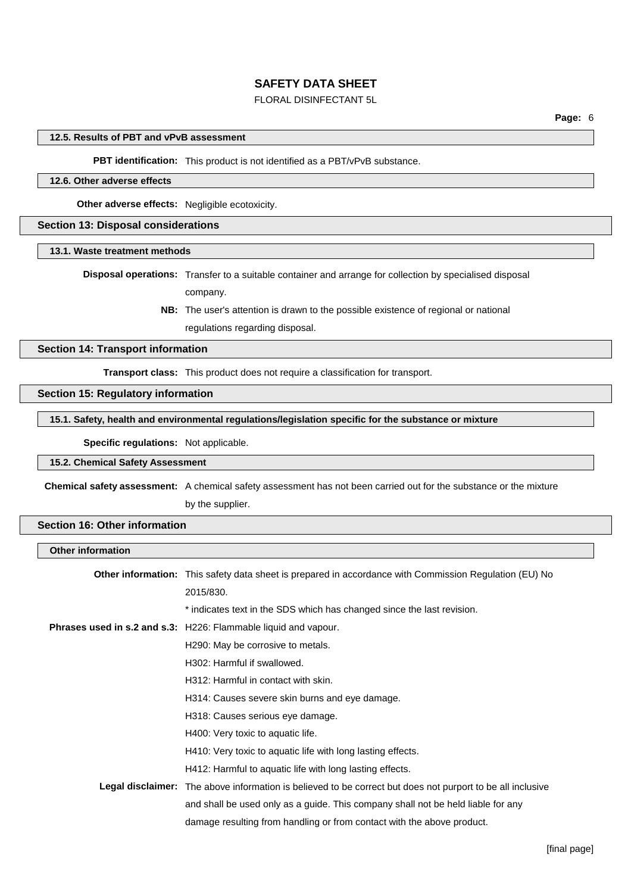### 12.5. Results of PBT and vPvB assessment

**PBT identification:** This product is not identified as a PBT/vPvB substance.

### 12.6. Other adverse effects

**Other adverse effects:** Negligible ecotoxicity.

## Section 13: Disposal considerations

### 13.1. Waste treatment methods

**Disposal operations:** Transfer to a suitable container and arrange for collection by specialised disposal company.

**NB:** The user's attention is drawn to the possible existence of regional or national regulations regarding disposal.

## Section 14: Transport information

**Transport class:** This product does not require a classification for transport.

## Section 15: Regulatory information

### 15.1. Safety, health and environmental regulations/legislation specific for the substance or mixture

**Specific regulations:** Not applicable.

### 15.2. Chemical Safety Assessment

**Chemical safety assessment:** A chemical safety assessment has not been carried out for the substance or the mixture by the supplier.

## Section 16: Other information

### Other information

**Other information:** This safety data sheet is prepared in accordance with Commission Regulation (EU) No 2015/830.

* indicates text in the SDS which has changed since the last revision.

**Phrases used in s.2 and s.3:** H226: Flammable liquid and vapour.

H290: May be corrosive to metals.

H302: Harmful if swallowed.

H312: Harmful in contact with skin.

H314: Causes severe skin burns and eye damage.

H318: Causes serious eye damage.

H400: Very toxic to aquatic life.

H410: Very toxic to aquatic life with long lasting effects.

H412: Harmful to aquatic life with long lasting effects.

**Legal disclaimer:** The above information is believed to be correct but does not purport to be all inclusive and shall be used only as a guide. This company shall not be held liable for any damage resulting from handling or from contact with the above product.

[final page]